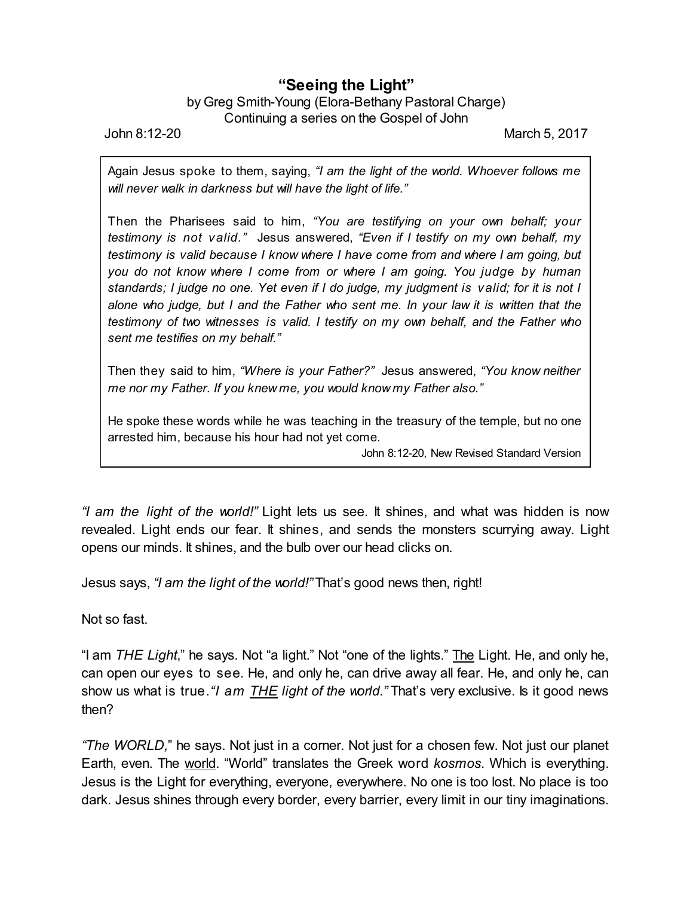# "Seeing the Light"

by Greg Smith-Young (Elora-Bethany Pastoral Charge)
Continuing a series on the Gospel of John

John 8:12-20 March 5, 2017

> Again Jesus spoke to them, saying, *"I am the light of the world. Whoever follows me will never walk in darkness but will have the light of life."*
>
> Then the Pharisees said to him, *"You are testifying on your own behalf; your testimony is not valid."* Jesus answered, *"Even if I testify on my own behalf, my testimony is valid because I know where I have come from and where I am going, but you do not know where I come from or where I am going. You judge by human standards; I judge no one. Yet even if I do judge, my judgment is valid; for it is not I alone who judge, but I and the Father who sent me. In your law it is written that the testimony of two witnesses is valid. I testify on my own behalf, and the Father who sent me testifies on my behalf."*
>
> Then they said to him, *"Where is your Father?"* Jesus answered, *"You know neither me nor my Father. If you knew me, you would know my Father also."*
>
> He spoke these words while he was teaching in the treasury of the temple, but no one arrested him, because his hour had not yet come.
>
> John 8:12-20, New Revised Standard Version

*"I am the light of the world!"* Light lets us see. It shines, and what was hidden is now revealed. Light ends our fear. It shines, and sends the monsters scurrying away. Light opens our minds. It shines, and the bulb over our head clicks on.

Jesus says, *"I am the light of the world!"* That's good news then, right!

Not so fast.

"I am *THE Light*," he says. Not "a light." Not "one of the lights." <u>The</u> Light. He, and only he, can open our eyes to see. He, and only he, can drive away all fear. He, and only he, can show us what is true. *"I am <u>THE</u> light of the world."* That's very exclusive. Is it good news then?

*"The WORLD,"* he says. Not just in a corner. Not just for a chosen few. Not just our planet Earth, even. The <u>world</u>. "World" translates the Greek word *kosmos*. Which is everything. Jesus is the Light for everything, everyone, everywhere. No one is too lost. No place is too dark. Jesus shines through every border, every barrier, every limit in our tiny imaginations.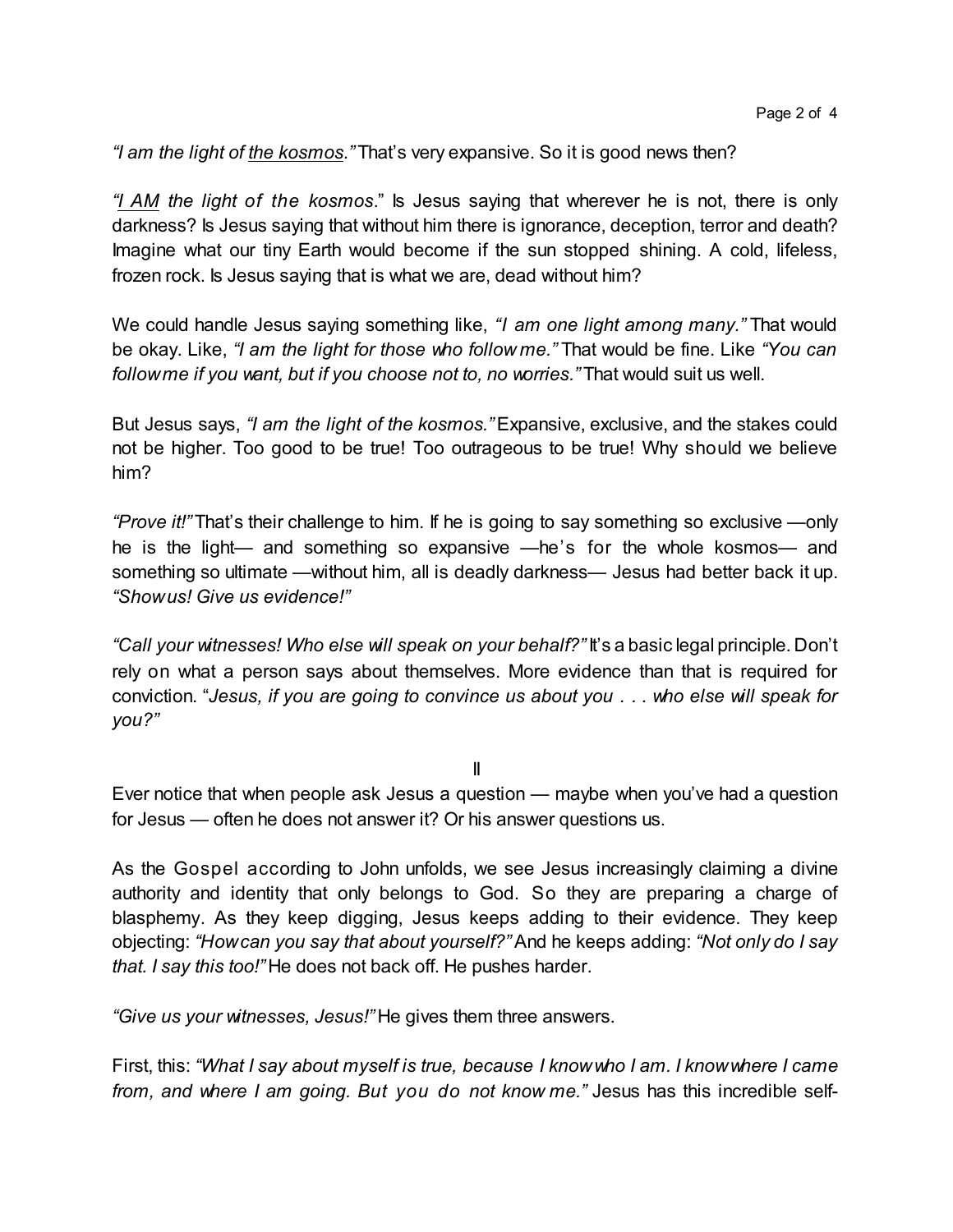*"I am the light of <u>the kosmos</u>."* That's very expansive. So it is good news then?

*"<u>I AM</u> the light of the kosmos*." Is Jesus saying that wherever he is not, there is only darkness? Is Jesus saying that without him there is ignorance, deception, terror and death? Imagine what our tiny Earth would become if the sun stopped shining. A cold, lifeless, frozen rock. Is Jesus saying that is what we are, dead without him?

We could handle Jesus saying something like, *"I am one light among many."* That would be okay. Like, *"I am the light for those who follow me."* That would be fine. Like *"You can follow me if you want, but if you choose not to, no worries."* That would suit us well.

But Jesus says, *"I am the light of the kosmos."* Expansive, exclusive, and the stakes could not be higher. Too good to be true! Too outrageous to be true! Why should we believe him?

*"Prove it!"* That's their challenge to him. If he is going to say something so exclusive —only he is the light— and something so expansive —he's for the whole kosmos— and something so ultimate —without him, all is deadly darkness— Jesus had better back it up. *"Show us! Give us evidence!"*

*"Call your witnesses! Who else will speak on your behalf?"* It's a basic legal principle. Don't rely on what a person says about themselves. More evidence than that is required for conviction. "*Jesus, if you are going to convince us about you . . . who else will speak for you?"*

II

Ever notice that when people ask Jesus a question — maybe when you've had a question for Jesus — often he does not answer it? Or his answer questions us.

As the Gospel according to John unfolds, we see Jesus increasingly claiming a divine authority and identity that only belongs to God. So they are preparing a charge of blasphemy. As they keep digging, Jesus keeps adding to their evidence. They keep objecting: *"How can you say that about yourself?"* And he keeps adding: *"Not only do I say that. I say this too!"* He does not back off. He pushes harder.

*"Give us your witnesses, Jesus!"* He gives them three answers.

First, this: *"What I say about myself is true, because I know who I am. I know where I came from, and where I am going. But you do not know me."* Jesus has this incredible self-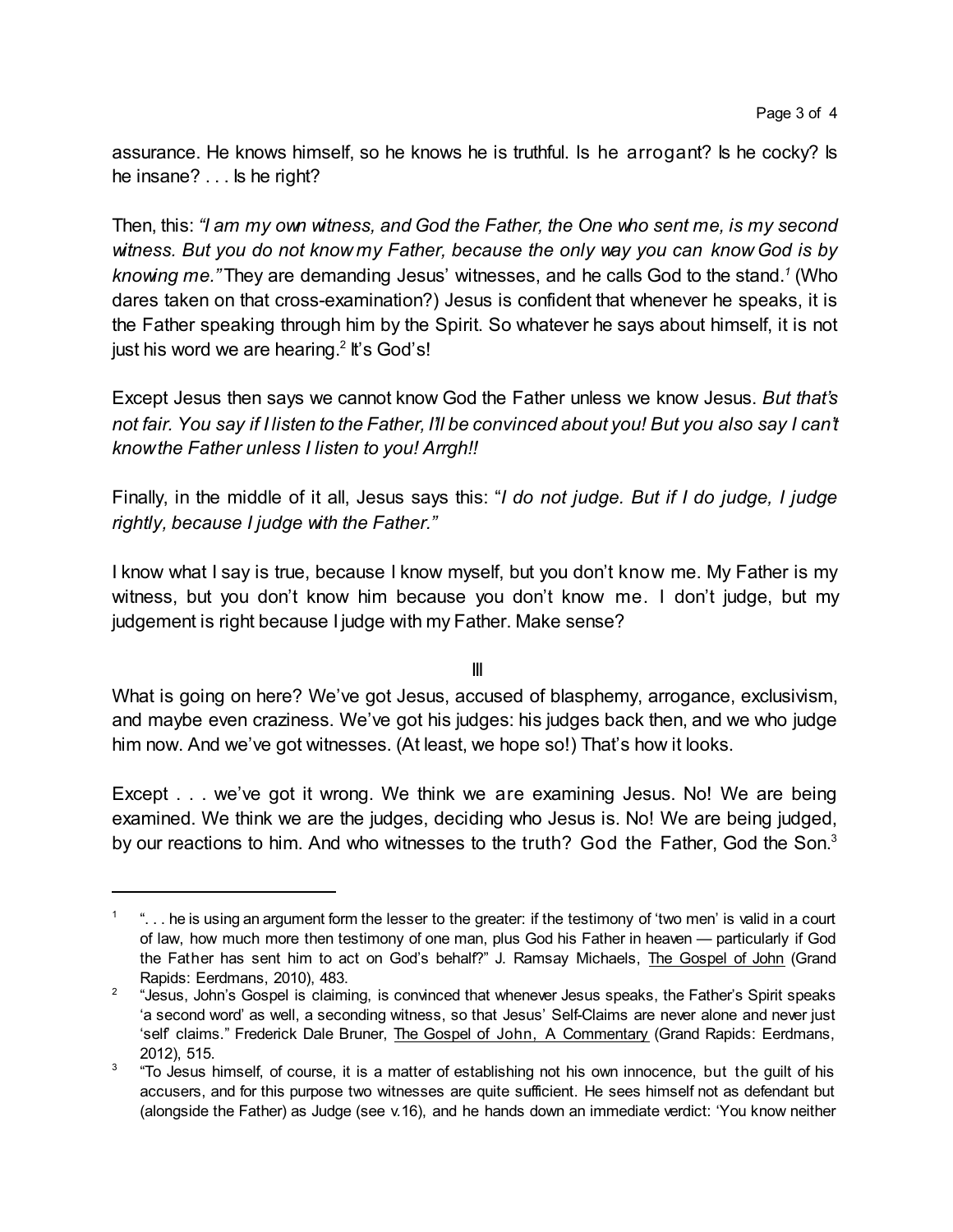assurance. He knows himself, so he knows he is truthful. Is he arrogant? Is he cocky? Is he insane? . . . Is he right?

Then, this: *"I am my own witness, and God the Father, the One who sent me, is my second witness. But you do not know my Father, because the only way you can know God is by knowing me."* They are demanding Jesus' witnesses, and he calls God to the stand.[1] (Who dares taken on that cross-examination?) Jesus is confident that whenever he speaks, it is the Father speaking through him by the Spirit. So whatever he says about himself, it is not just his word we are hearing.[2] It's God's!

Except Jesus then says we cannot know God the Father unless we know Jesus. *But that's not fair. You say if I listen to the Father, I'll be convinced about you! But you also say I can't know the Father unless I listen to you! Arrgh!!*

Finally, in the middle of it all, Jesus says this: "*I do not judge. But if I do judge, I judge rightly, because I judge with the Father.*"

I know what I say is true, because I know myself, but you don't know me. My Father is my witness, but you don't know him because you don't know me. I don't judge, but my judgement is right because I judge with my Father. Make sense?

III

What is going on here? We've got Jesus, accused of blasphemy, arrogance, exclusivism, and maybe even craziness. We've got his judges: his judges back then, and we who judge him now. And we've got witnesses. (At least, we hope so!) That's how it looks.

Except . . . we've got it wrong. We think we are examining Jesus. No! We are being examined. We think we are the judges, deciding who Jesus is. No! We are being judged, by our reactions to him. And who witnesses to the truth? God the Father, God the Son.[3]

---

[1] ". . . he is using an argument form the lesser to the greater: if the testimony of 'two men' is valid in a court of law, how much more then testimony of one man, plus God his Father in heaven — particularly if God the Father has sent him to act on God's behalf?" J. Ramsay Michaels, The Gospel of John (Grand Rapids: Eerdmans, 2010), 483.

[2] "Jesus, John's Gospel is claiming, is convinced that whenever Jesus speaks, the Father's Spirit speaks 'a second word' as well, a seconding witness, so that Jesus' Self-Claims are never alone and never just 'self' claims." Frederick Dale Bruner, The Gospel of John, A Commentary (Grand Rapids: Eerdmans, 2012), 515.

[3] "To Jesus himself, of course, it is a matter of establishing not his own innocence, but the guilt of his accusers, and for this purpose two witnesses are quite sufficient. He sees himself not as defendant but (alongside the Father) as Judge (see v.16), and he hands down an immediate verdict: 'You know neither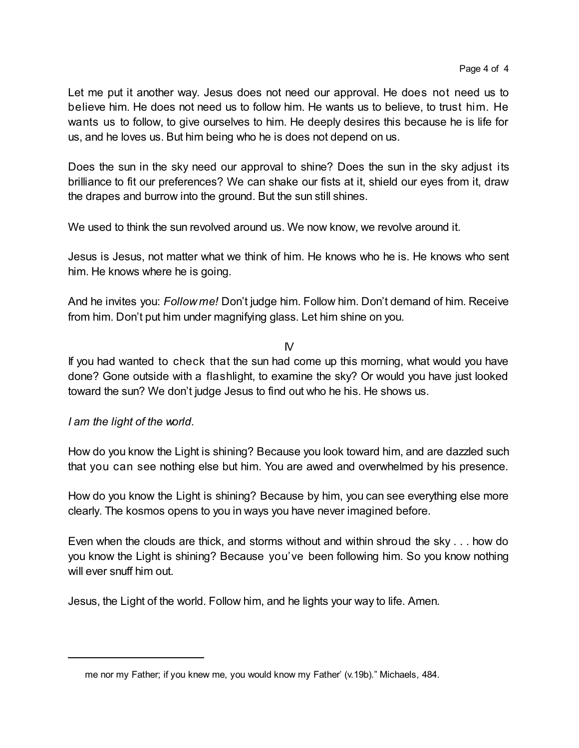Let me put it another way. Jesus does not need our approval. He does not need us to believe him. He does not need us to follow him. He wants us to believe, to trust him. He wants us to follow, to give ourselves to him. He deeply desires this because he is life for us, and he loves us. But him being who he is does not depend on us.

Does the sun in the sky need our approval to shine? Does the sun in the sky adjust its brilliance to fit our preferences? We can shake our fists at it, shield our eyes from it, draw the drapes and burrow into the ground. But the sun still shines.

We used to think the sun revolved around us. We now know, we revolve around it.

Jesus is Jesus, not matter what we think of him. He knows who he is. He knows who sent him. He knows where he is going.

And he invites you: *Follow me!* Don't judge him. Follow him. Don't demand of him. Receive from him. Don't put him under magnifying glass. Let him shine on you.

IV

If you had wanted to check that the sun had come up this morning, what would you have done? Gone outside with a flashlight, to examine the sky? Or would you have just looked toward the sun? We don't judge Jesus to find out who he his. He shows us.

*I am the light of the world*.

How do you know the Light is shining? Because you look toward him, and are dazzled such that you can see nothing else but him. You are awed and overwhelmed by his presence.

How do you know the Light is shining? Because by him, you can see everything else more clearly. The kosmos opens to you in ways you have never imagined before.

Even when the clouds are thick, and storms without and within shroud the sky . . . how do you know the Light is shining? Because you've been following him. So you know nothing will ever snuff him out.

Jesus, the Light of the world. Follow him, and he lights your way to life. Amen.

---

me nor my Father; if you knew me, you would know my Father' (v.19b)." Michaels, 484.